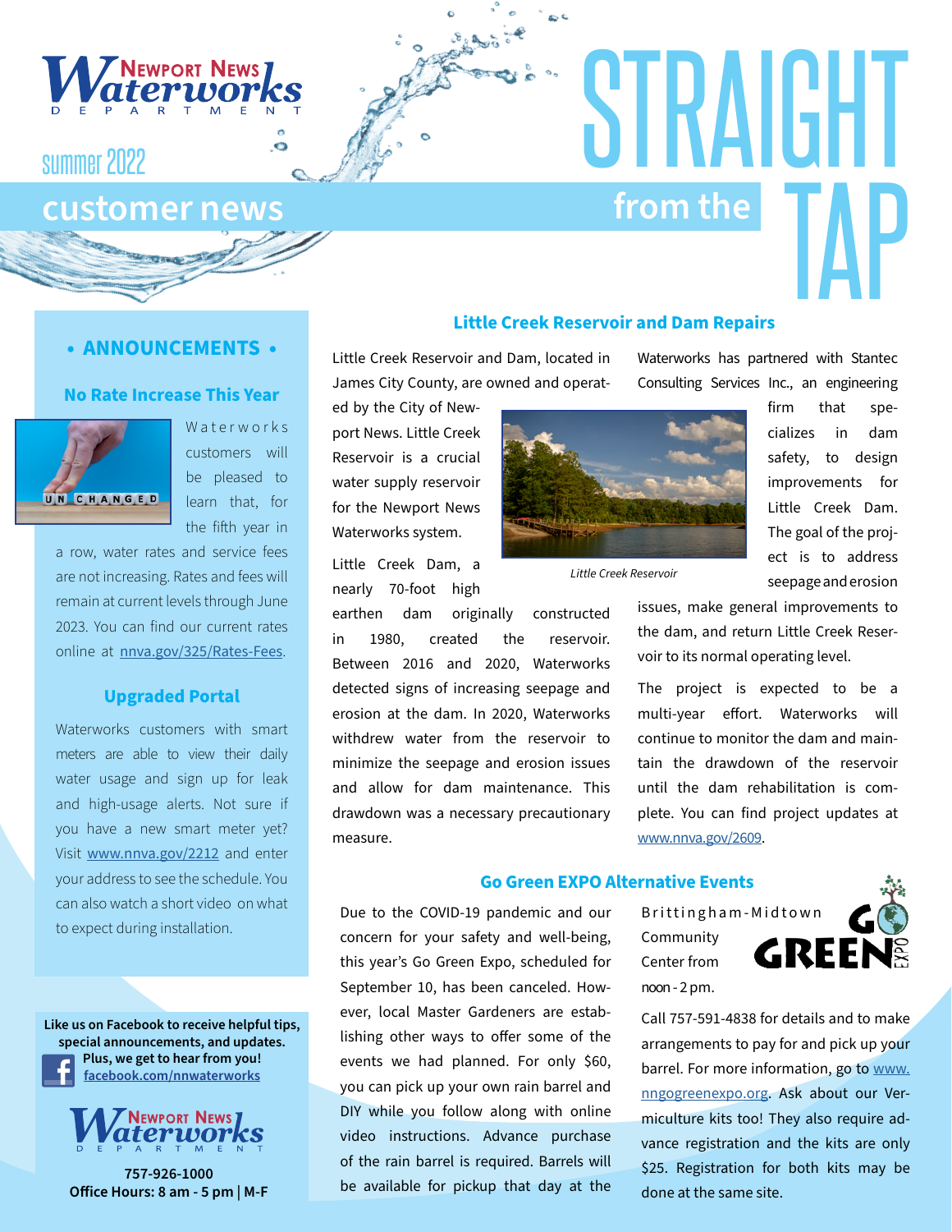Newport News Waterworks Department

summer 2022

# customer news

# STRAIGHT from the TAP

## • ANNOUNCEMENTS •

### No Rate Increase This Year

Waterworks customers will be pleased to learn that, for the fifth year in a row, water rates and service fees are not increasing. Rates and fees will remain at current levels through June 2023. You can find our current rates online at nnva.gov/325/Rates-Fees.

### Upgraded Portal

Waterworks customers with smart meters are able to view their daily water usage and sign up for leak and high-usage alerts. Not sure if you have a new smart meter yet? Visit www.nnva.gov/2212 and enter your address to see the schedule. You can also watch a short video on what to expect during installation.

**Like us on Facebook to receive helpful tips, special announcements, and updates. Plus, we get to hear from you! facebook.com/nnwaterworks**

Newport News Waterworks Department

**757-926-1000**
**Office Hours: 8 am - 5 pm | M-F**

## Little Creek Reservoir and Dam Repairs

Little Creek Reservoir and Dam, located in James City County, are owned and operated by the City of Newport News. Little Creek Reservoir is a crucial water supply reservoir for the Newport News Waterworks system.

Little Creek Dam, a nearly 70-foot high earthen dam originally constructed in 1980, created the reservoir. Between 2016 and 2020, Waterworks detected signs of increasing seepage and erosion at the dam. In 2020, Waterworks withdrew water from the reservoir to minimize the seepage and erosion issues and allow for dam maintenance. This drawdown was a necessary precautionary measure.

*Little Creek Reservoir*

Waterworks has partnered with Stantec Consulting Services Inc., an engineering firm that specializes in dam safety, to design improvements for Little Creek Dam. The goal of the project is to address seepage and erosion issues, make general improvements to the dam, and return Little Creek Reservoir to its normal operating level.

The project is expected to be a multi-year effort. Waterworks will continue to monitor the dam and maintain the drawdown of the reservoir until the dam rehabilitation is complete. You can find project updates at www.nnva.gov/2609.

## Go Green EXPO Alternative Events

Due to the COVID-19 pandemic and our concern for your safety and well-being, this year's Go Green Expo, scheduled for September 10, has been canceled. However, local Master Gardeners are establishing other ways to offer some of the events we had planned. For only $60, you can pick up your own rain barrel and DIY while you follow along with online video instructions. Advance purchase of the rain barrel is required. Barrels will be available for pickup that day at the Brittingham-Midtown Community Center from noon - 2 pm.

Call 757-591-4838 for details and to make arrangements to pay for and pick up your barrel. For more information, go to www.nngogreenexpo.org. Ask about our Vermiculture kits too! They also require advance registration and the kits are only $25. Registration for both kits may be done at the same site.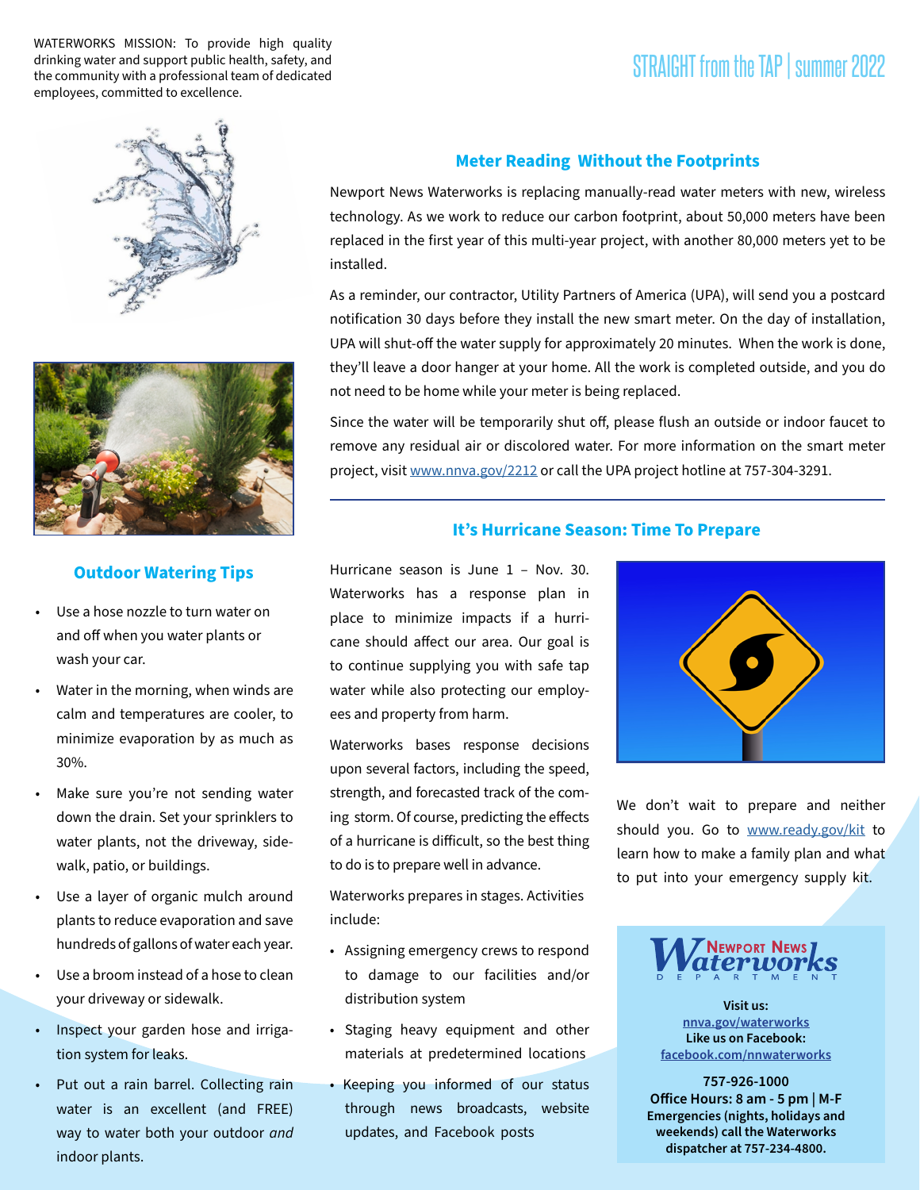WATERWORKS MISSION: To provide high quality drinking water and support public health, safety, and the community with a professional team of dedicated employees, committed to excellence.

# STRAIGHT from the TAP | summer 2022

## Meter Reading Without the Footprints

Newport News Waterworks is replacing manually-read water meters with new, wireless technology. As we work to reduce our carbon footprint, about 50,000 meters have been replaced in the first year of this multi-year project, with another 80,000 meters yet to be installed.

As a reminder, our contractor, Utility Partners of America (UPA), will send you a postcard notification 30 days before they install the new smart meter. On the day of installation, UPA will shut-off the water supply for approximately 20 minutes. When the work is done, they'll leave a door hanger at your home. All the work is completed outside, and you do not need to be home while your meter is being replaced.

Since the water will be temporarily shut off, please flush an outside or indoor faucet to remove any residual air or discolored water. For more information on the smart meter project, visit www.nnva.gov/2212 or call the UPA project hotline at 757-304-3291.

## It's Hurricane Season: Time To Prepare

Hurricane season is June 1 – Nov. 30. Waterworks has a response plan in place to minimize impacts if a hurricane should affect our area. Our goal is to continue supplying you with safe tap water while also protecting our employees and property from harm.

Waterworks bases response decisions upon several factors, including the speed, strength, and forecasted track of the coming storm. Of course, predicting the effects of a hurricane is difficult, so the best thing to do is to prepare well in advance.

Waterworks prepares in stages. Activities include:

- Assigning emergency crews to respond to damage to our facilities and/or distribution system
- Staging heavy equipment and other materials at predetermined locations
- Keeping you informed of our status through news broadcasts, website updates, and Facebook posts

We don't wait to prepare and neither should you. Go to www.ready.gov/kit to learn how to make a family plan and what to put into your emergency supply kit.

## Outdoor Watering Tips

- Use a hose nozzle to turn water on and off when you water plants or wash your car.
- Water in the morning, when winds are calm and temperatures are cooler, to minimize evaporation by as much as 30%.
- Make sure you're not sending water down the drain. Set your sprinklers to water plants, not the driveway, sidewalk, patio, or buildings.
- Use a layer of organic mulch around plants to reduce evaporation and save hundreds of gallons of water each year.
- Use a broom instead of a hose to clean your driveway or sidewalk.
- Inspect your garden hose and irrigation system for leaks.
- Put out a rain barrel. Collecting rain water is an excellent (and FREE) way to water both your outdoor *and* indoor plants.

**Newport News Waterworks Department**

**Visit us:**
**nnva.gov/waterworks**
**Like us on Facebook:**
**facebook.com/nnwaterworks**

**757-926-1000**
**Office Hours: 8 am - 5 pm | M-F**
**Emergencies (nights, holidays and weekends) call the Waterworks dispatcher at 757-234-4800.**